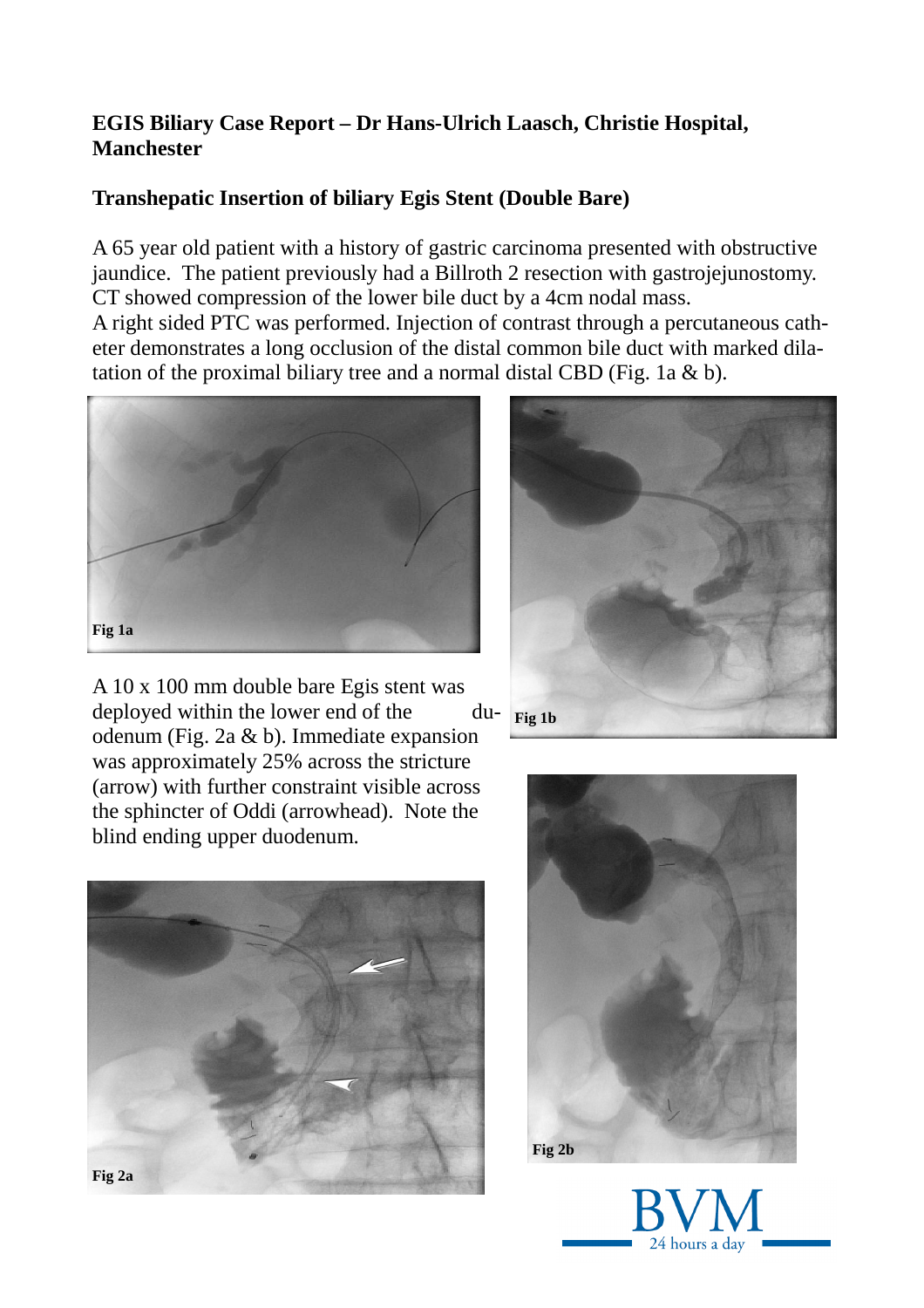**EGIS Biliary Case Report – Dr Hans-Ulrich Laasch, Christie Hospital, Manchester**

**Transhepatic Insertion of biliary Egis Stent (Double Bare)**

A 65 year old patient with a history of gastric carcinoma presented with obstructive jaundice. The patient previously had a Billroth 2 resection with gastrojejunostomy. CT showed compression of the lower bile duct by a 4cm nodal mass.

A right sided PTC was performed. Injection of contrast through a percutaneous catheter demonstrates a long occlusion of the distal common bile duct with marked dilatation of the proximal biliary tree and a normal distal CBD (Fig. 1a & b).

Fig 1a

Fig 1b

A 10 x 100 mm double bare Egis stent was deployed within the lower end of the duodenum (Fig. 2a & b). Immediate expansion was approximately 25% across the stricture (arrow) with further constraint visible across the sphincter of Oddi (arrowhead). Note the blind ending upper duodenum.

Fig 2a

Fig 2b

BVM

24 hours a day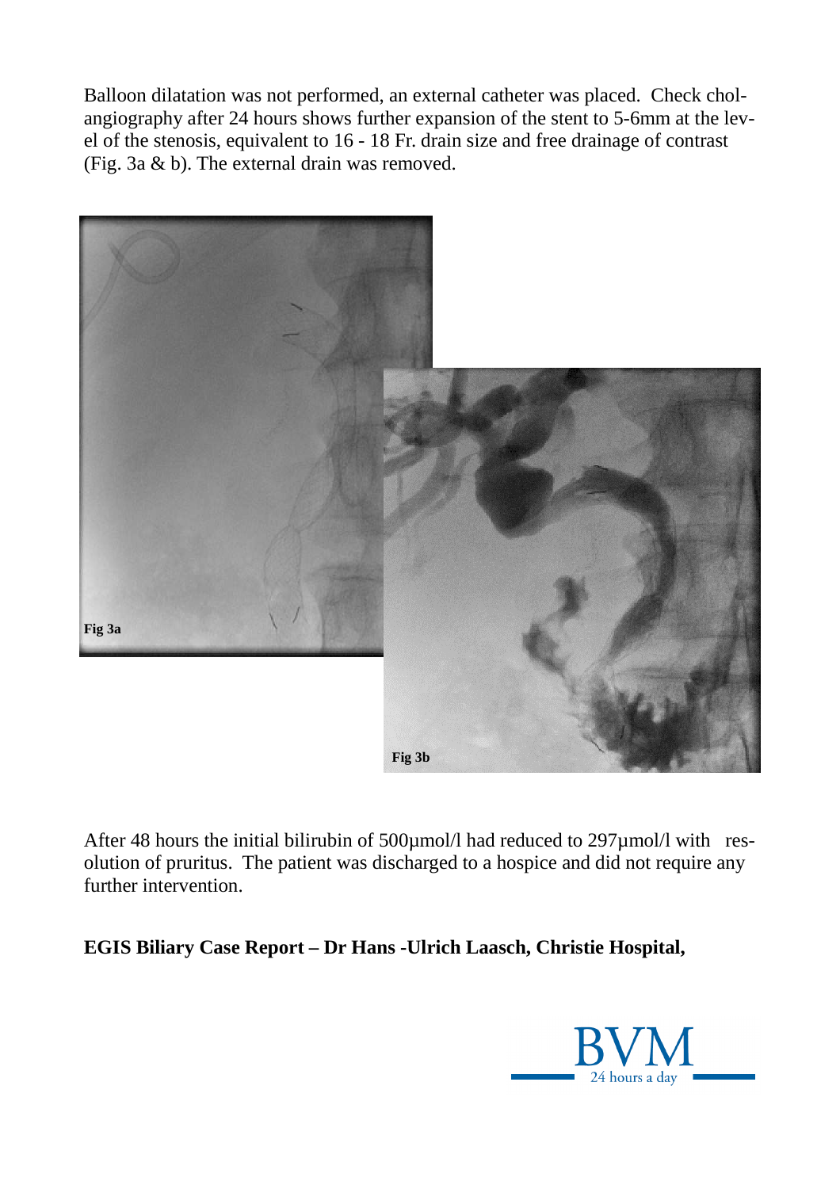Balloon dilatation was not performed, an external catheter was placed. Check cholangiography after 24 hours shows further expansion of the stent to 5-6mm at the level of the stenosis, equivalent to 16 - 18 Fr. drain size and free drainage of contrast (Fig. 3a & b). The external drain was removed.

Fig 3a

Fig 3b

After 48 hours the initial bilirubin of 500µmol/l had reduced to 297µmol/l with resolution of pruritus. The patient was discharged to a hospice and did not require any further intervention.

**EGIS Biliary Case Report – Dr Hans -Ulrich Laasch, Christie Hospital,**

BVM

24 hours a day